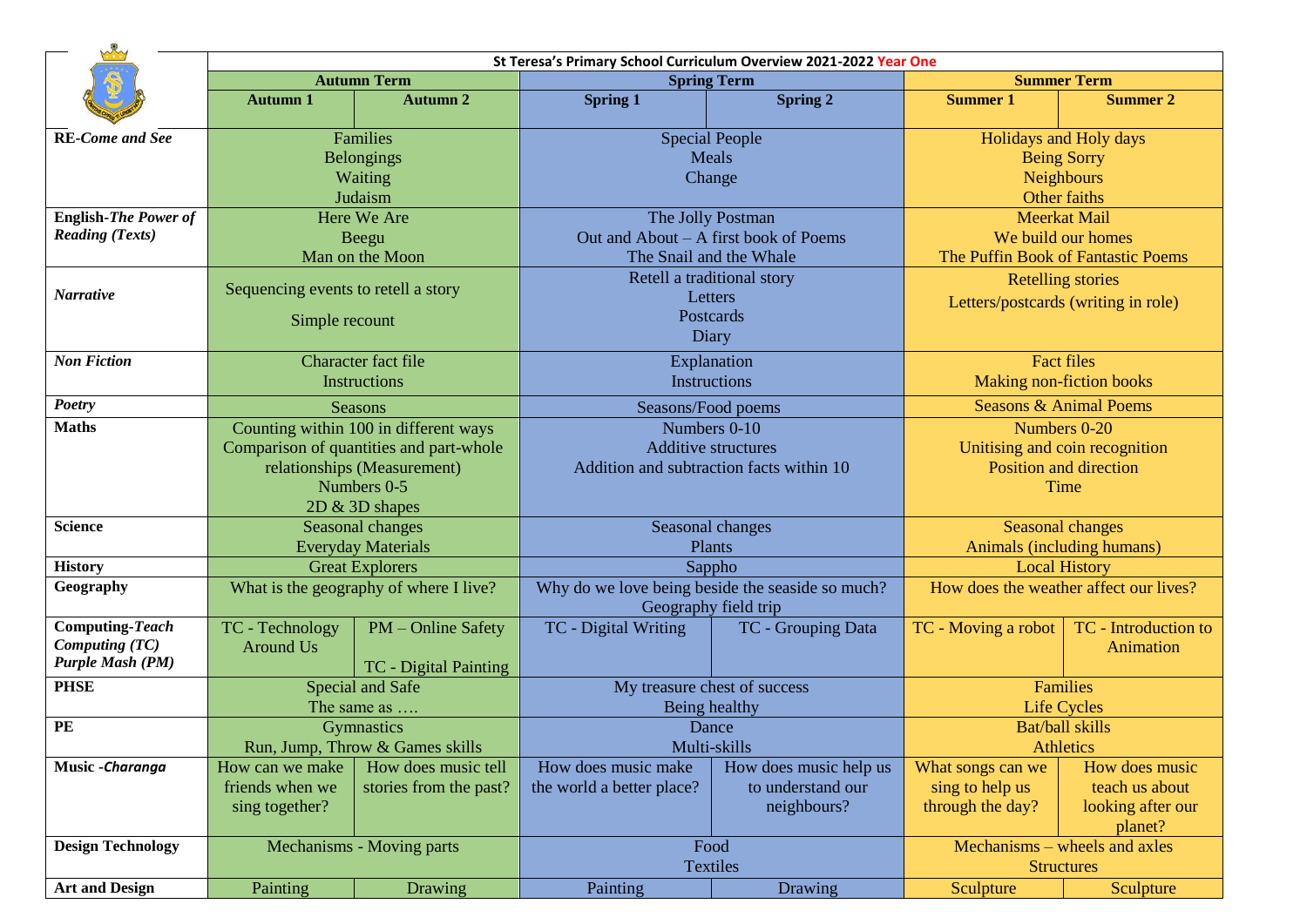| | St Teresa's Primary School Curriculum Overview 2021-2022 Year One | | | | | |
|---|---|---|---|---|---|---|
| | **Autumn Term** | | **Spring Term** | | **Summer Term** | |
| | **Autumn 1** | **Autumn 2** | **Spring 1** | **Spring 2** | **Summer 1** | **Summer 2** |
| **RE-*Come and See*** | Families<br>Belongings<br>Waiting<br>Judaism | | Special People<br>Meals<br>Change | | Holidays and Holy days<br>Being Sorry<br>Neighbours<br>Other faiths | |
| **English-*The Power of Reading (Texts)*** | Here We Are<br>Beegu<br>Man on the Moon | | The Jolly Postman<br>Out and About – A first book of Poems<br>The Snail and the Whale | | Meerkat Mail<br>We build our homes<br>The Puffin Book of Fantastic Poems | |
| ***Narrative*** | Sequencing events to retell a story<br>Simple recount | | Retell a traditional story<br>Letters<br>Postcards<br>Diary | | Retelling stories<br>Letters/postcards (writing in role) | |
| ***Non Fiction*** | Character fact file<br>Instructions | | Explanation<br>Instructions | | Fact files<br>Making non-fiction books | |
| ***Poetry*** | Seasons | | Seasons/Food poems | | Seasons & Animal Poems | |
| **Maths** | Counting within 100 in different ways<br>Comparison of quantities and part-whole relationships (Measurement)<br>Numbers 0-5<br>2D & 3D shapes | | Numbers 0-10<br>Additive structures<br>Addition and subtraction facts within 10 | | Numbers 0-20<br>Unitising and coin recognition<br>Position and direction<br>Time | |
| **Science** | Seasonal changes<br>Everyday Materials | | Seasonal changes<br>Plants | | Seasonal changes<br>Animals (including humans) | |
| **History** | Great Explorers | | Sappho | | Local History | |
| **Geography** | What is the geography of where I live? | | Why do we love being beside the seaside so much?<br>Geography field trip | | How does the weather affect our lives? | |
| **Computing-*Teach Computing (TC)*<br>*Purple Mash (PM)*** | TC - Technology Around Us | PM – Online Safety<br>TC - Digital Painting | TC - Digital Writing | TC - Grouping Data | TC - Moving a robot | TC - Introduction to Animation |
| **PHSE** | Special and Safe<br>The same as …. | | My treasure chest of success<br>Being healthy | | Families<br>Life Cycles | |
| **PE** | Gymnastics<br>Run, Jump, Throw & Games skills | | Dance<br>Multi-skills | | Bat/ball skills<br>Athletics | |
| **Music -*Charanga*** | How can we make friends when we sing together? | How does music tell stories from the past? | How does music make the world a better place? | How does music help us to understand our neighbours? | What songs can we sing to help us through the day? | How does music teach us about looking after our planet? |
| **Design Technology** | Mechanisms - Moving parts | | Food<br>Textiles | | Mechanisms – wheels and axles<br>Structures | |
| **Art and Design** | Painting | Drawing | Painting | Drawing | Sculpture | Sculpture |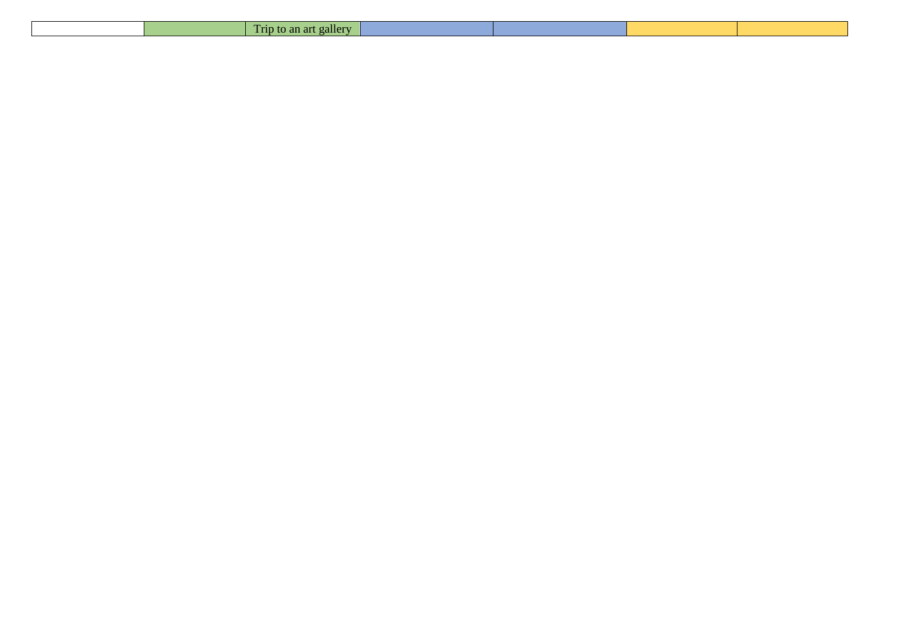| | | | | | | |
|---|---|---|---|---|---|---|
| | | Trip to an art gallery | | | | |